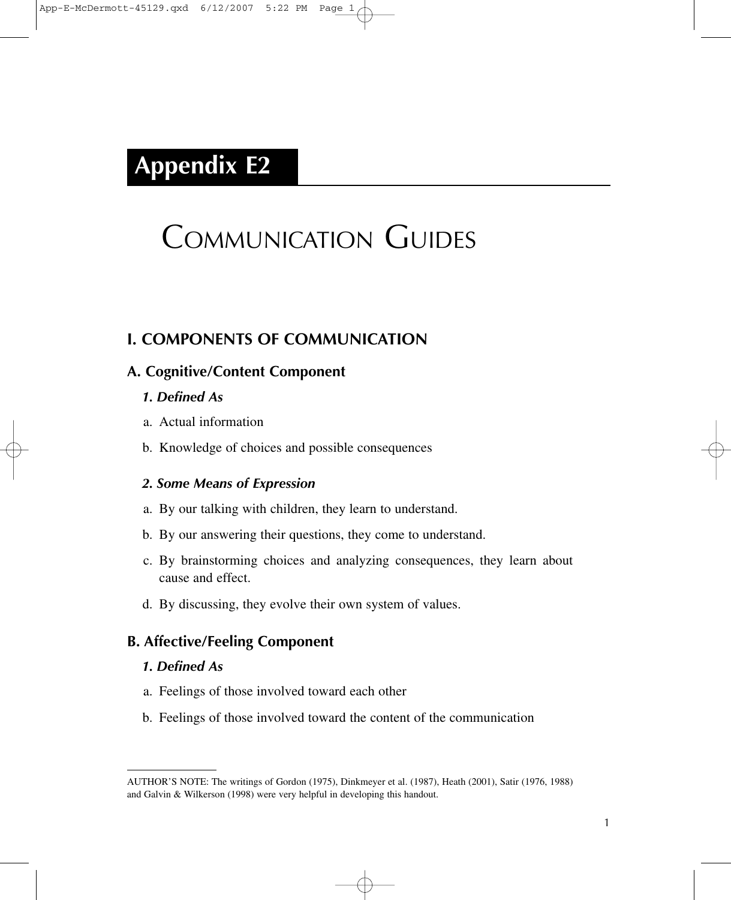# Appendix E2

# Communication Guides

## I. COMPONENTS OF COMMUNICATION

### A. Cognitive/Content Component

#### *1. Defined As*

a. Actual information

b. Knowledge of choices and possible consequences

#### *2. Some Means of Expression*

a. By our talking with children, they learn to understand.

b. By our answering their questions, they come to understand.

c. By brainstorming choices and analyzing consequences, they learn about cause and effect.

d. By discussing, they evolve their own system of values.

### B. Affective/Feeling Component

#### *1. Defined As*

a. Feelings of those involved toward each other

b. Feelings of those involved toward the content of the communication

---

AUTHOR'S NOTE: The writings of Gordon (1975), Dinkmeyer et al. (1987), Heath (2001), Satir (1976, 1988) and Galvin & Wilkerson (1998) were very helpful in developing this handout.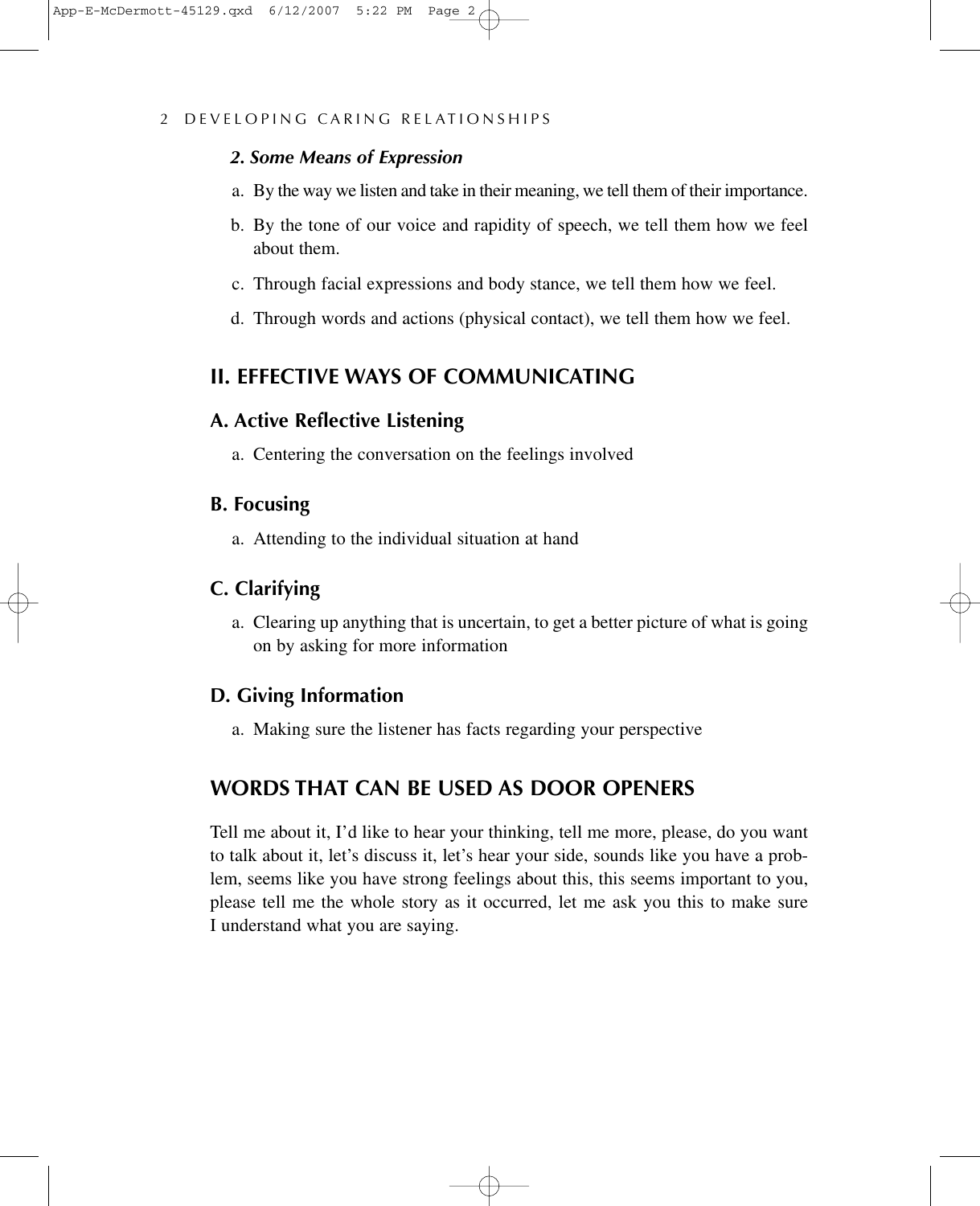### *2. Some Means of Expression*

a. By the way we listen and take in their meaning, we tell them of their importance.

b. By the tone of our voice and rapidity of speech, we tell them how we feel about them.

c. Through facial expressions and body stance, we tell them how we feel.

d. Through words and actions (physical contact), we tell them how we feel.

## II. EFFECTIVE WAYS OF COMMUNICATING

### A. Active Reflective Listening

a. Centering the conversation on the feelings involved

### B. Focusing

a. Attending to the individual situation at hand

### C. Clarifying

a. Clearing up anything that is uncertain, to get a better picture of what is going on by asking for more information

### D. Giving Information

a. Making sure the listener has facts regarding your perspective

## WORDS THAT CAN BE USED AS DOOR OPENERS

Tell me about it, I'd like to hear your thinking, tell me more, please, do you want to talk about it, let's discuss it, let's hear your side, sounds like you have a problem, seems like you have strong feelings about this, this seems important to you, please tell me the whole story as it occurred, let me ask you this to make sure I understand what you are saying.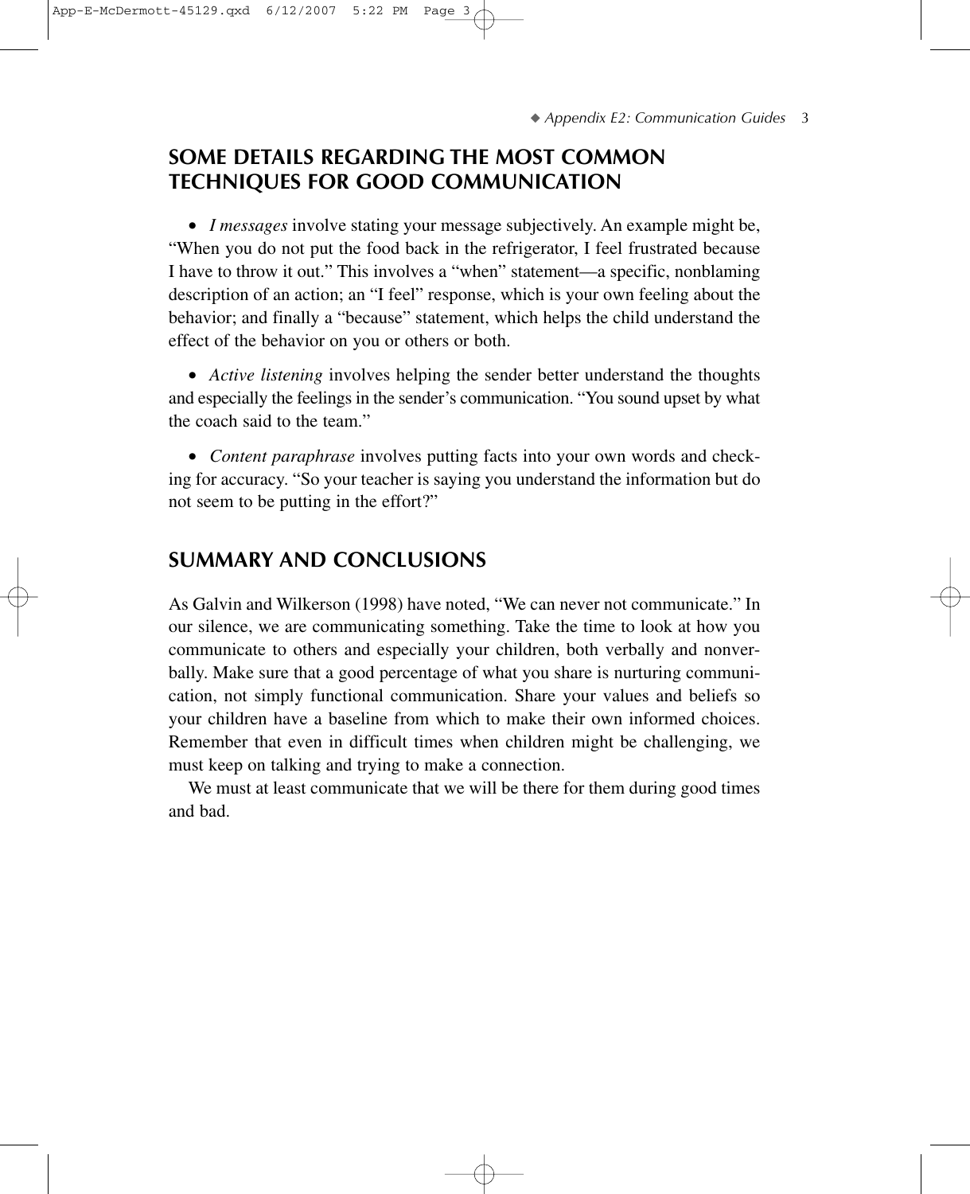## SOME DETAILS REGARDING THE MOST COMMON TECHNIQUES FOR GOOD COMMUNICATION

- *I messages* involve stating your message subjectively. An example might be, "When you do not put the food back in the refrigerator, I feel frustrated because I have to throw it out." This involves a "when" statement—a specific, nonblaming description of an action; an "I feel" response, which is your own feeling about the behavior; and finally a "because" statement, which helps the child understand the effect of the behavior on you or others or both.

- *Active listening* involves helping the sender better understand the thoughts and especially the feelings in the sender's communication. "You sound upset by what the coach said to the team."

- *Content paraphrase* involves putting facts into your own words and checking for accuracy. "So your teacher is saying you understand the information but do not seem to be putting in the effort?"

## SUMMARY AND CONCLUSIONS

As Galvin and Wilkerson (1998) have noted, "We can never not communicate." In our silence, we are communicating something. Take the time to look at how you communicate to others and especially your children, both verbally and nonverbally. Make sure that a good percentage of what you share is nurturing communication, not simply functional communication. Share your values and beliefs so your children have a baseline from which to make their own informed choices. Remember that even in difficult times when children might be challenging, we must keep on talking and trying to make a connection.

We must at least communicate that we will be there for them during good times and bad.